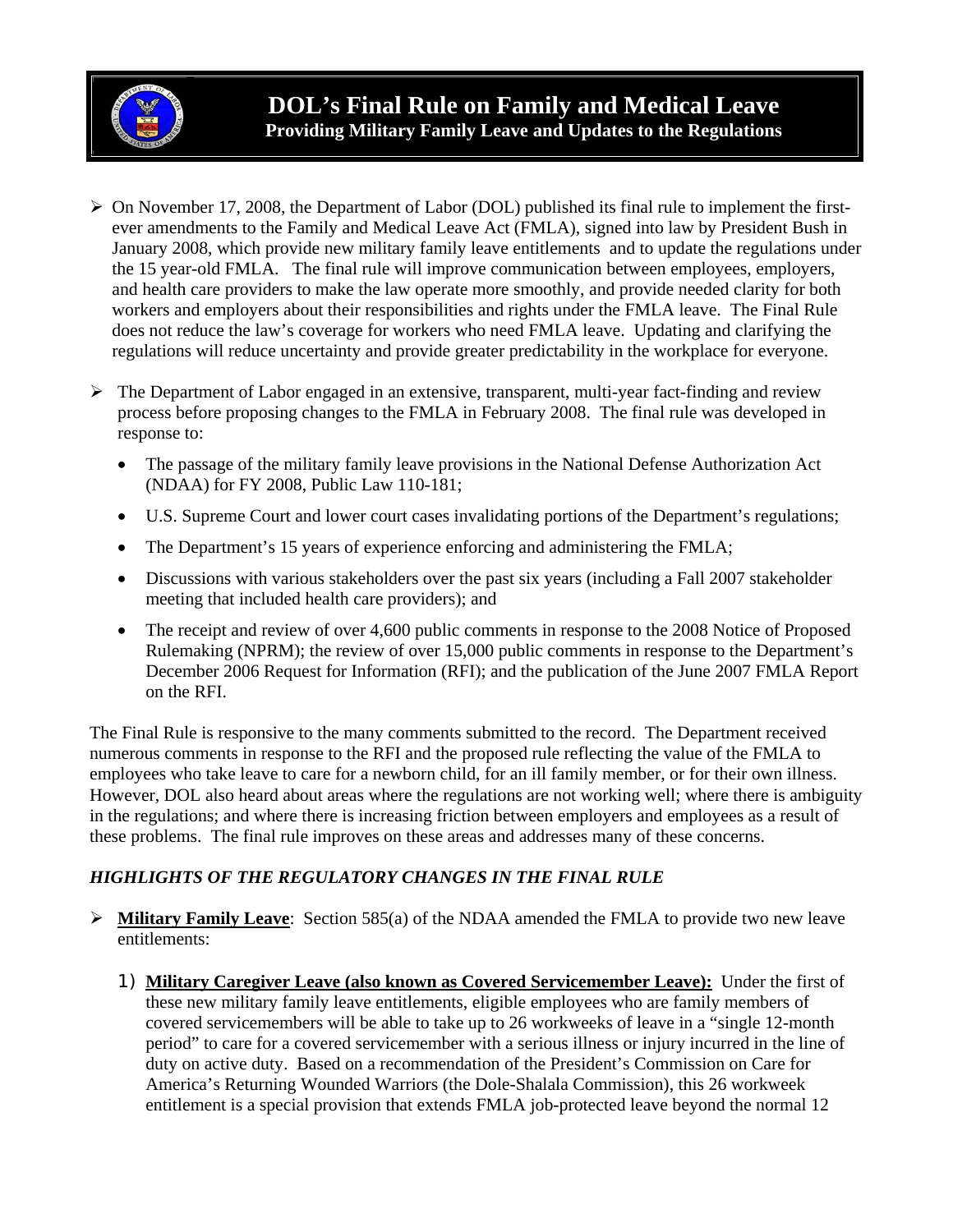# DOL's Final Rule on Family and Medical Leave

**Providing Military Family Leave and Updates to the Regulations**

- On November 17, 2008, the Department of Labor (DOL) published its final rule to implement the first-ever amendments to the Family and Medical Leave Act (FMLA), signed into law by President Bush in January 2008, which provide new military family leave entitlements and to update the regulations under the 15 year-old FMLA. The final rule will improve communication between employees, employers, and health care providers to make the law operate more smoothly, and provide needed clarity for both workers and employers about their responsibilities and rights under the FMLA leave. The Final Rule does not reduce the law's coverage for workers who need FMLA leave. Updating and clarifying the regulations will reduce uncertainty and provide greater predictability in the workplace for everyone.

- The Department of Labor engaged in an extensive, transparent, multi-year fact-finding and review process before proposing changes to the FMLA in February 2008. The final rule was developed in response to:
  - The passage of the military family leave provisions in the National Defense Authorization Act (NDAA) for FY 2008, Public Law 110-181;
  - U.S. Supreme Court and lower court cases invalidating portions of the Department's regulations;
  - The Department's 15 years of experience enforcing and administering the FMLA;
  - Discussions with various stakeholders over the past six years (including a Fall 2007 stakeholder meeting that included health care providers); and
  - The receipt and review of over 4,600 public comments in response to the 2008 Notice of Proposed Rulemaking (NPRM); the review of over 15,000 public comments in response to the Department's December 2006 Request for Information (RFI); and the publication of the June 2007 FMLA Report on the RFI.

The Final Rule is responsive to the many comments submitted to the record. The Department received numerous comments in response to the RFI and the proposed rule reflecting the value of the FMLA to employees who take leave to care for a newborn child, for an ill family member, or for their own illness. However, DOL also heard about areas where the regulations are not working well; where there is ambiguity in the regulations; and where there is increasing friction between employers and employees as a result of these problems. The final rule improves on these areas and addresses many of these concerns.

### *HIGHLIGHTS OF THE REGULATORY CHANGES IN THE FINAL RULE*

- **Military Family Leave**: Section 585(a) of the NDAA amended the FMLA to provide two new leave entitlements:

  1) **Military Caregiver Leave (also known as Covered Servicemember Leave):** Under the first of these new military family leave entitlements, eligible employees who are family members of covered servicemembers will be able to take up to 26 workweeks of leave in a "single 12-month period" to care for a covered servicemember with a serious illness or injury incurred in the line of duty on active duty. Based on a recommendation of the President's Commission on Care for America's Returning Wounded Warriors (the Dole-Shalala Commission), this 26 workweek entitlement is a special provision that extends FMLA job-protected leave beyond the normal 12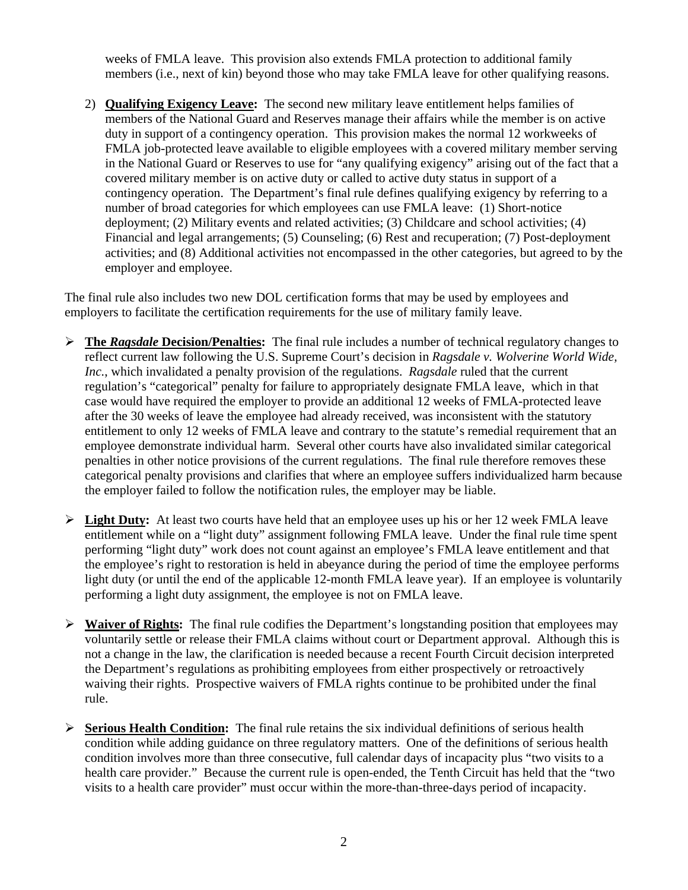weeks of FMLA leave. This provision also extends FMLA protection to additional family members (i.e., next of kin) beyond those who may take FMLA leave for other qualifying reasons.

2) **Qualifying Exigency Leave:** The second new military leave entitlement helps families of members of the National Guard and Reserves manage their affairs while the member is on active duty in support of a contingency operation. This provision makes the normal 12 workweeks of FMLA job-protected leave available to eligible employees with a covered military member serving in the National Guard or Reserves to use for "any qualifying exigency" arising out of the fact that a covered military member is on active duty or called to active duty status in support of a contingency operation. The Department's final rule defines qualifying exigency by referring to a number of broad categories for which employees can use FMLA leave: (1) Short-notice deployment; (2) Military events and related activities; (3) Childcare and school activities; (4) Financial and legal arrangements; (5) Counseling; (6) Rest and recuperation; (7) Post-deployment activities; and (8) Additional activities not encompassed in the other categories, but agreed to by the employer and employee.

The final rule also includes two new DOL certification forms that may be used by employees and employers to facilitate the certification requirements for the use of military family leave.

- **The *Ragsdale* Decision/Penalties:** The final rule includes a number of technical regulatory changes to reflect current law following the U.S. Supreme Court's decision in *Ragsdale v. Wolverine World Wide, Inc.*, which invalidated a penalty provision of the regulations. *Ragsdale* ruled that the current regulation's "categorical" penalty for failure to appropriately designate FMLA leave, which in that case would have required the employer to provide an additional 12 weeks of FMLA-protected leave after the 30 weeks of leave the employee had already received, was inconsistent with the statutory entitlement to only 12 weeks of FMLA leave and contrary to the statute's remedial requirement that an employee demonstrate individual harm. Several other courts have also invalidated similar categorical penalties in other notice provisions of the current regulations. The final rule therefore removes these categorical penalty provisions and clarifies that where an employee suffers individualized harm because the employer failed to follow the notification rules, the employer may be liable.

- **Light Duty:** At least two courts have held that an employee uses up his or her 12 week FMLA leave entitlement while on a "light duty" assignment following FMLA leave. Under the final rule time spent performing "light duty" work does not count against an employee's FMLA leave entitlement and that the employee's right to restoration is held in abeyance during the period of time the employee performs light duty (or until the end of the applicable 12-month FMLA leave year). If an employee is voluntarily performing a light duty assignment, the employee is not on FMLA leave.

- **Waiver of Rights:** The final rule codifies the Department's longstanding position that employees may voluntarily settle or release their FMLA claims without court or Department approval. Although this is not a change in the law, the clarification is needed because a recent Fourth Circuit decision interpreted the Department's regulations as prohibiting employees from either prospectively or retroactively waiving their rights. Prospective waivers of FMLA rights continue to be prohibited under the final rule.

- **Serious Health Condition:** The final rule retains the six individual definitions of serious health condition while adding guidance on three regulatory matters. One of the definitions of serious health condition involves more than three consecutive, full calendar days of incapacity plus "two visits to a health care provider." Because the current rule is open-ended, the Tenth Circuit has held that the "two visits to a health care provider" must occur within the more-than-three-days period of incapacity.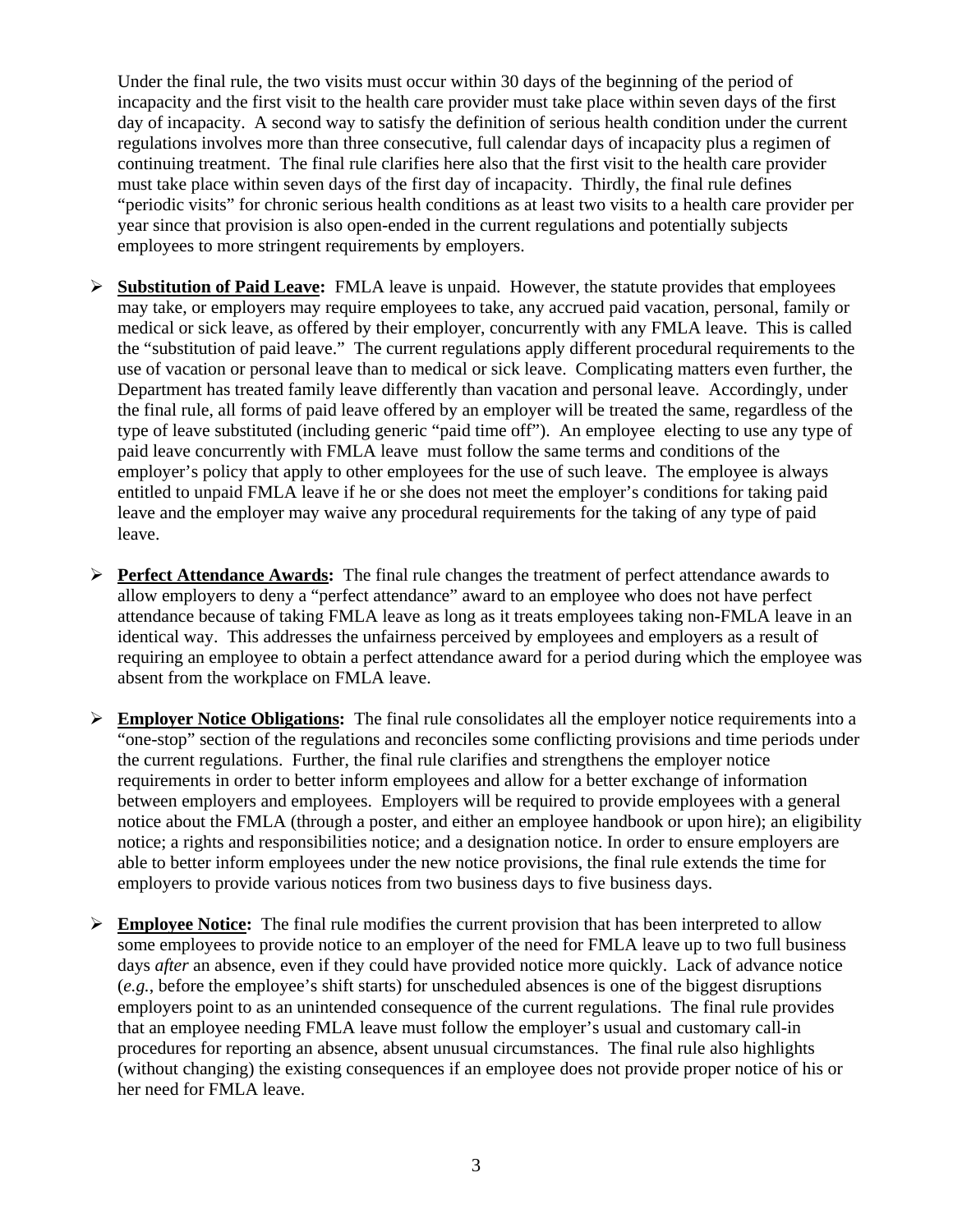Under the final rule, the two visits must occur within 30 days of the beginning of the period of incapacity and the first visit to the health care provider must take place within seven days of the first day of incapacity. A second way to satisfy the definition of serious health condition under the current regulations involves more than three consecutive, full calendar days of incapacity plus a regimen of continuing treatment. The final rule clarifies here also that the first visit to the health care provider must take place within seven days of the first day of incapacity. Thirdly, the final rule defines "periodic visits" for chronic serious health conditions as at least two visits to a health care provider per year since that provision is also open-ended in the current regulations and potentially subjects employees to more stringent requirements by employers.

- **Substitution of Paid Leave:** FMLA leave is unpaid. However, the statute provides that employees may take, or employers may require employees to take, any accrued paid vacation, personal, family or medical or sick leave, as offered by their employer, concurrently with any FMLA leave. This is called the "substitution of paid leave." The current regulations apply different procedural requirements to the use of vacation or personal leave than to medical or sick leave. Complicating matters even further, the Department has treated family leave differently than vacation and personal leave. Accordingly, under the final rule, all forms of paid leave offered by an employer will be treated the same, regardless of the type of leave substituted (including generic "paid time off"). An employee electing to use any type of paid leave concurrently with FMLA leave must follow the same terms and conditions of the employer's policy that apply to other employees for the use of such leave. The employee is always entitled to unpaid FMLA leave if he or she does not meet the employer's conditions for taking paid leave and the employer may waive any procedural requirements for the taking of any type of paid leave.

- **Perfect Attendance Awards:** The final rule changes the treatment of perfect attendance awards to allow employers to deny a "perfect attendance" award to an employee who does not have perfect attendance because of taking FMLA leave as long as it treats employees taking non-FMLA leave in an identical way. This addresses the unfairness perceived by employees and employers as a result of requiring an employee to obtain a perfect attendance award for a period during which the employee was absent from the workplace on FMLA leave.

- **Employer Notice Obligations:** The final rule consolidates all the employer notice requirements into a "one-stop" section of the regulations and reconciles some conflicting provisions and time periods under the current regulations. Further, the final rule clarifies and strengthens the employer notice requirements in order to better inform employees and allow for a better exchange of information between employers and employees. Employers will be required to provide employees with a general notice about the FMLA (through a poster, and either an employee handbook or upon hire); an eligibility notice; a rights and responsibilities notice; and a designation notice. In order to ensure employers are able to better inform employees under the new notice provisions, the final rule extends the time for employers to provide various notices from two business days to five business days.

- **Employee Notice:** The final rule modifies the current provision that has been interpreted to allow some employees to provide notice to an employer of the need for FMLA leave up to two full business days *after* an absence, even if they could have provided notice more quickly. Lack of advance notice (*e.g.*, before the employee's shift starts) for unscheduled absences is one of the biggest disruptions employers point to as an unintended consequence of the current regulations. The final rule provides that an employee needing FMLA leave must follow the employer's usual and customary call-in procedures for reporting an absence, absent unusual circumstances. The final rule also highlights (without changing) the existing consequences if an employee does not provide proper notice of his or her need for FMLA leave.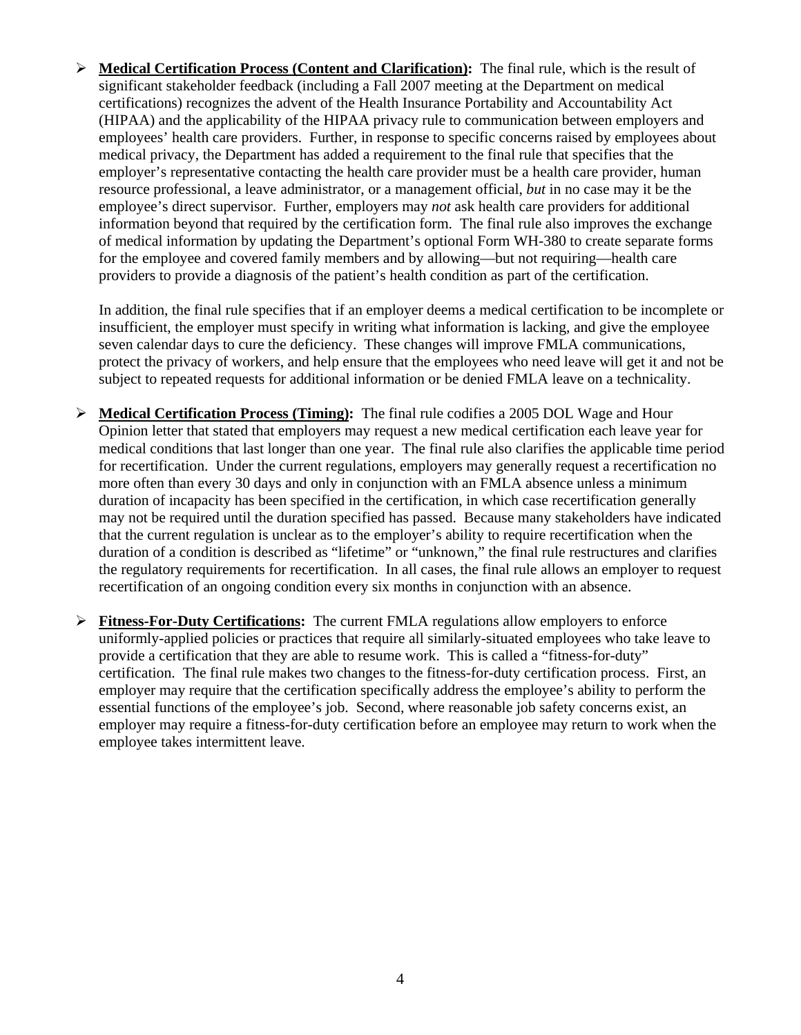- **<u>Medical Certification Process (Content and Clarification)</u>:** The final rule, which is the result of significant stakeholder feedback (including a Fall 2007 meeting at the Department on medical certifications) recognizes the advent of the Health Insurance Portability and Accountability Act (HIPAA) and the applicability of the HIPAA privacy rule to communication between employers and employees' health care providers. Further, in response to specific concerns raised by employees about medical privacy, the Department has added a requirement to the final rule that specifies that the employer's representative contacting the health care provider must be a health care provider, human resource professional, a leave administrator, or a management official, *but* in no case may it be the employee's direct supervisor. Further, employers may *not* ask health care providers for additional information beyond that required by the certification form. The final rule also improves the exchange of medical information by updating the Department's optional Form WH-380 to create separate forms for the employee and covered family members and by allowing—but not requiring—health care providers to provide a diagnosis of the patient's health condition as part of the certification.

  In addition, the final rule specifies that if an employer deems a medical certification to be incomplete or insufficient, the employer must specify in writing what information is lacking, and give the employee seven calendar days to cure the deficiency. These changes will improve FMLA communications, protect the privacy of workers, and help ensure that the employees who need leave will get it and not be subject to repeated requests for additional information or be denied FMLA leave on a technicality.

- **<u>Medical Certification Process (Timing)</u>:** The final rule codifies a 2005 DOL Wage and Hour Opinion letter that stated that employers may request a new medical certification each leave year for medical conditions that last longer than one year. The final rule also clarifies the applicable time period for recertification. Under the current regulations, employers may generally request a recertification no more often than every 30 days and only in conjunction with an FMLA absence unless a minimum duration of incapacity has been specified in the certification, in which case recertification generally may not be required until the duration specified has passed. Because many stakeholders have indicated that the current regulation is unclear as to the employer's ability to require recertification when the duration of a condition is described as "lifetime" or "unknown," the final rule restructures and clarifies the regulatory requirements for recertification. In all cases, the final rule allows an employer to request recertification of an ongoing condition every six months in conjunction with an absence.

- **<u>Fitness-For-Duty Certifications</u>:** The current FMLA regulations allow employers to enforce uniformly-applied policies or practices that require all similarly-situated employees who take leave to provide a certification that they are able to resume work. This is called a "fitness-for-duty" certification. The final rule makes two changes to the fitness-for-duty certification process. First, an employer may require that the certification specifically address the employee's ability to perform the essential functions of the employee's job. Second, where reasonable job safety concerns exist, an employer may require a fitness-for-duty certification before an employee may return to work when the employee takes intermittent leave.